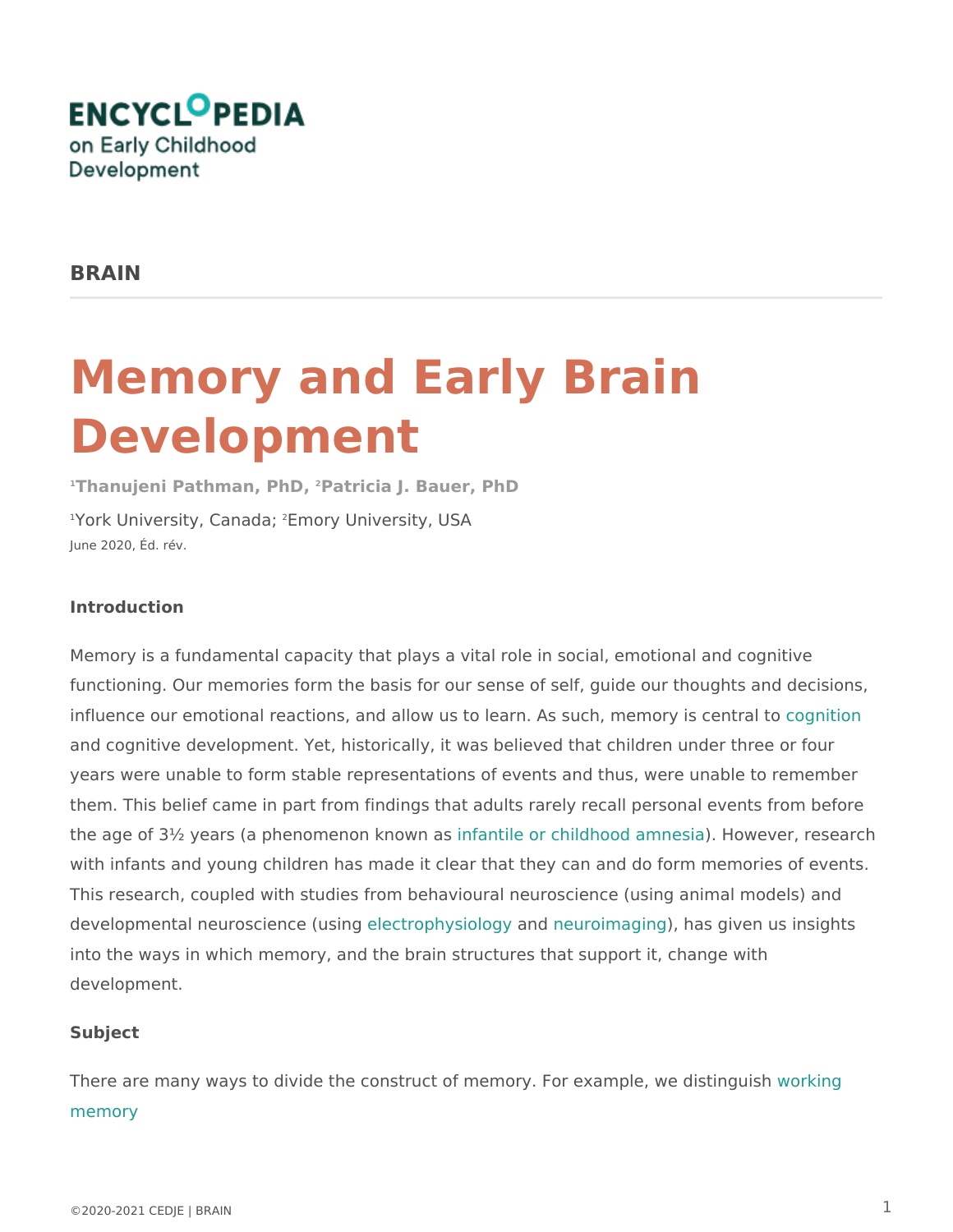ENCYCLOPEDIA on Early Childhood Development

**BRAIN**

# Memory and Early Brain Development

[1]Thanujeni Pathman, PhD, [2]Patricia J. Bauer, PhD

[1]York University, Canada; [2]Emory University, USA

June 2020, Éd. rév.

## Introduction

Memory is a fundamental capacity that plays a vital role in social, emotional and cognitive functioning. Our memories form the basis for our sense of self, guide our thoughts and decisions, influence our emotional reactions, and allow us to learn. As such, memory is central to cognition and cognitive development. Yet, historically, it was believed that children under three or four years were unable to form stable representations of events and thus, were unable to remember them. This belief came in part from findings that adults rarely recall personal events from before the age of 3½ years (a phenomenon known as infantile or childhood amnesia). However, research with infants and young children has made it clear that they can and do form memories of events. This research, coupled with studies from behavioural neuroscience (using animal models) and developmental neuroscience (using electrophysiology and neuroimaging), has given us insights into the ways in which memory, and the brain structures that support it, change with development.

## Subject

There are many ways to divide the construct of memory. For example, we distinguish working memory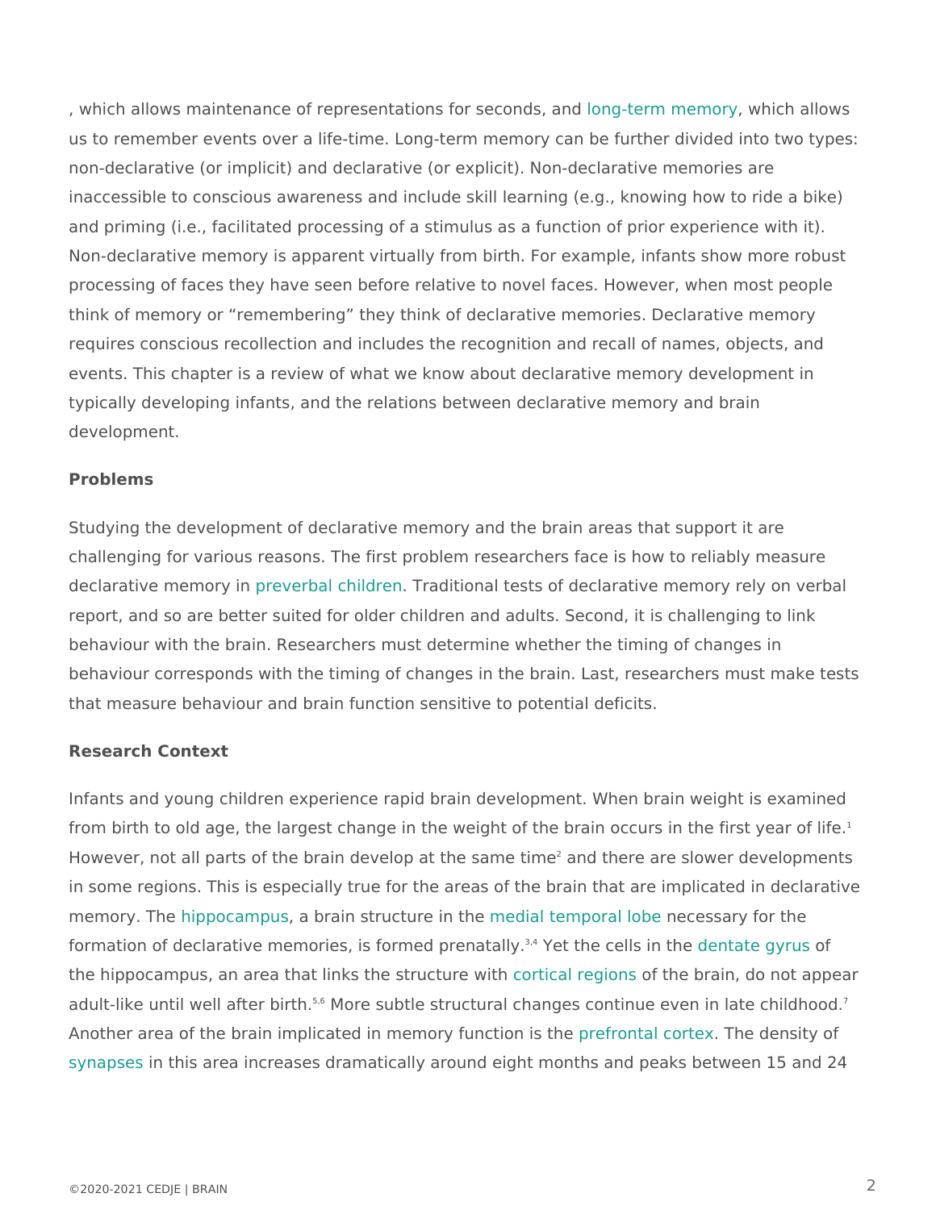, which allows maintenance of representations for seconds, and long-term memory, which allows us to remember events over a life-time. Long-term memory can be further divided into two types: non-declarative (or implicit) and declarative (or explicit). Non-declarative memories are inaccessible to conscious awareness and include skill learning (e.g., knowing how to ride a bike) and priming (i.e., facilitated processing of a stimulus as a function of prior experience with it). Non-declarative memory is apparent virtually from birth. For example, infants show more robust processing of faces they have seen before relative to novel faces. However, when most people think of memory or "remembering" they think of declarative memories. Declarative memory requires conscious recollection and includes the recognition and recall of names, objects, and events. This chapter is a review of what we know about declarative memory development in typically developing infants, and the relations between declarative memory and brain development.

**Problems**

Studying the development of declarative memory and the brain areas that support it are challenging for various reasons. The first problem researchers face is how to reliably measure declarative memory in preverbal children. Traditional tests of declarative memory rely on verbal report, and so are better suited for older children and adults. Second, it is challenging to link behaviour with the brain. Researchers must determine whether the timing of changes in behaviour corresponds with the timing of changes in the brain. Last, researchers must make tests that measure behaviour and brain function sensitive to potential deficits.

**Research Context**

Infants and young children experience rapid brain development. When brain weight is examined from birth to old age, the largest change in the weight of the brain occurs in the first year of life.[1] However, not all parts of the brain develop at the same time[2] and there are slower developments in some regions. This is especially true for the areas of the brain that are implicated in declarative memory. The hippocampus, a brain structure in the medial temporal lobe necessary for the formation of declarative memories, is formed prenatally.[3,4] Yet the cells in the dentate gyrus of the hippocampus, an area that links the structure with cortical regions of the brain, do not appear adult-like until well after birth.[5,6] More subtle structural changes continue even in late childhood.[7] Another area of the brain implicated in memory function is the prefrontal cortex. The density of synapses in this area increases dramatically around eight months and peaks between 15 and 24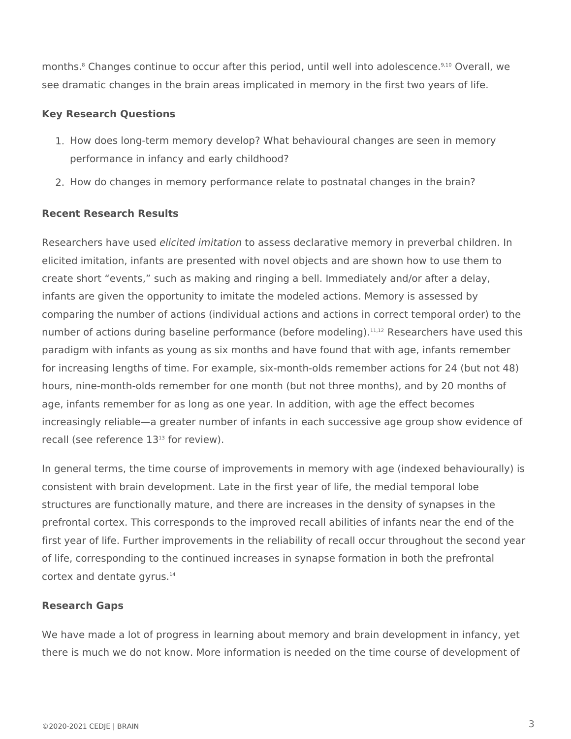months.[8] Changes continue to occur after this period, until well into adolescence.[9,10] Overall, we see dramatic changes in the brain areas implicated in memory in the first two years of life.

**Key Research Questions**

1. How does long-term memory develop? What behavioural changes are seen in memory performance in infancy and early childhood?
2. How do changes in memory performance relate to postnatal changes in the brain?

**Recent Research Results**

Researchers have used *elicited imitation* to assess declarative memory in preverbal children. In elicited imitation, infants are presented with novel objects and are shown how to use them to create short "events," such as making and ringing a bell. Immediately and/or after a delay, infants are given the opportunity to imitate the modeled actions. Memory is assessed by comparing the number of actions (individual actions and actions in correct temporal order) to the number of actions during baseline performance (before modeling).[11,12] Researchers have used this paradigm with infants as young as six months and have found that with age, infants remember for increasing lengths of time. For example, six-month-olds remember actions for 24 (but not 48) hours, nine-month-olds remember for one month (but not three months), and by 20 months of age, infants remember for as long as one year. In addition, with age the effect becomes increasingly reliable—a greater number of infants in each successive age group show evidence of recall (see reference 13[13] for review).

In general terms, the time course of improvements in memory with age (indexed behaviourally) is consistent with brain development. Late in the first year of life, the medial temporal lobe structures are functionally mature, and there are increases in the density of synapses in the prefrontal cortex. This corresponds to the improved recall abilities of infants near the end of the first year of life. Further improvements in the reliability of recall occur throughout the second year of life, corresponding to the continued increases in synapse formation in both the prefrontal cortex and dentate gyrus.[14]

**Research Gaps**

We have made a lot of progress in learning about memory and brain development in infancy, yet there is much we do not know. More information is needed on the time course of development of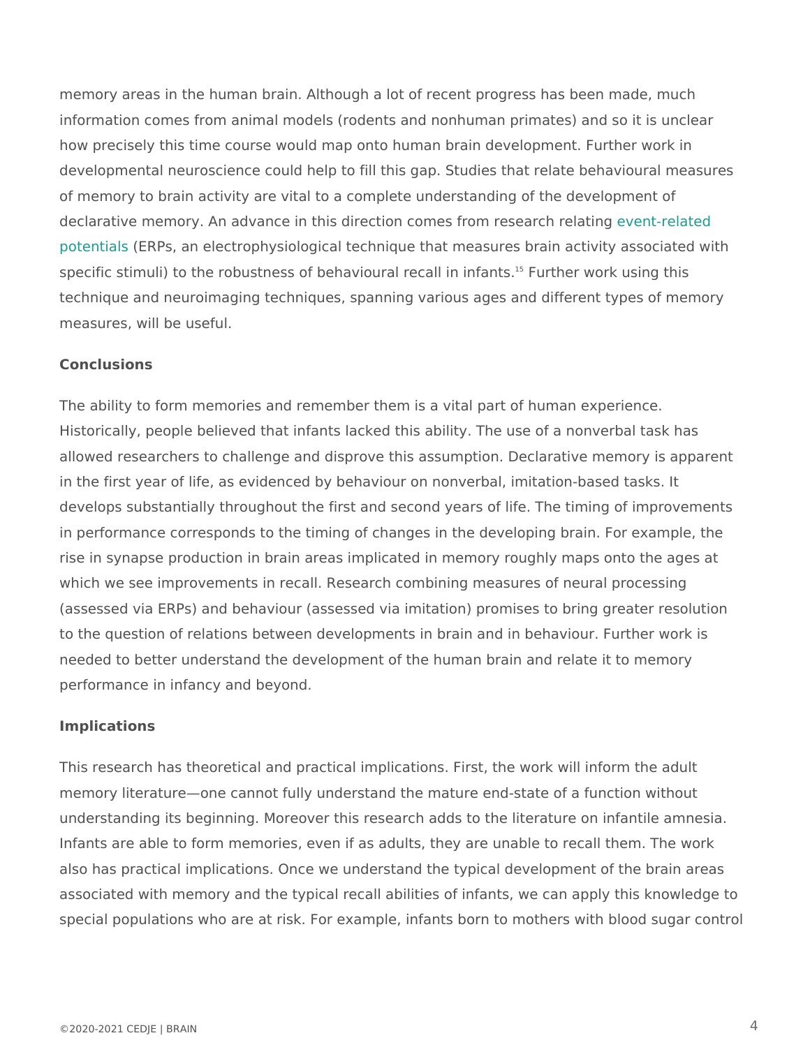memory areas in the human brain. Although a lot of recent progress has been made, much information comes from animal models (rodents and nonhuman primates) and so it is unclear how precisely this time course would map onto human brain development. Further work in developmental neuroscience could help to fill this gap. Studies that relate behavioural measures of memory to brain activity are vital to a complete understanding of the development of declarative memory. An advance in this direction comes from research relating event-related potentials (ERPs, an electrophysiological technique that measures brain activity associated with specific stimuli) to the robustness of behavioural recall in infants.[15] Further work using this technique and neuroimaging techniques, spanning various ages and different types of memory measures, will be useful.

## Conclusions

The ability to form memories and remember them is a vital part of human experience. Historically, people believed that infants lacked this ability. The use of a nonverbal task has allowed researchers to challenge and disprove this assumption. Declarative memory is apparent in the first year of life, as evidenced by behaviour on nonverbal, imitation-based tasks. It develops substantially throughout the first and second years of life. The timing of improvements in performance corresponds to the timing of changes in the developing brain. For example, the rise in synapse production in brain areas implicated in memory roughly maps onto the ages at which we see improvements in recall. Research combining measures of neural processing (assessed via ERPs) and behaviour (assessed via imitation) promises to bring greater resolution to the question of relations between developments in brain and in behaviour. Further work is needed to better understand the development of the human brain and relate it to memory performance in infancy and beyond.

## Implications

This research has theoretical and practical implications. First, the work will inform the adult memory literature—one cannot fully understand the mature end-state of a function without understanding its beginning. Moreover this research adds to the literature on infantile amnesia. Infants are able to form memories, even if as adults, they are unable to recall them. The work also has practical implications. Once we understand the typical development of the brain areas associated with memory and the typical recall abilities of infants, we can apply this knowledge to special populations who are at risk. For example, infants born to mothers with blood sugar control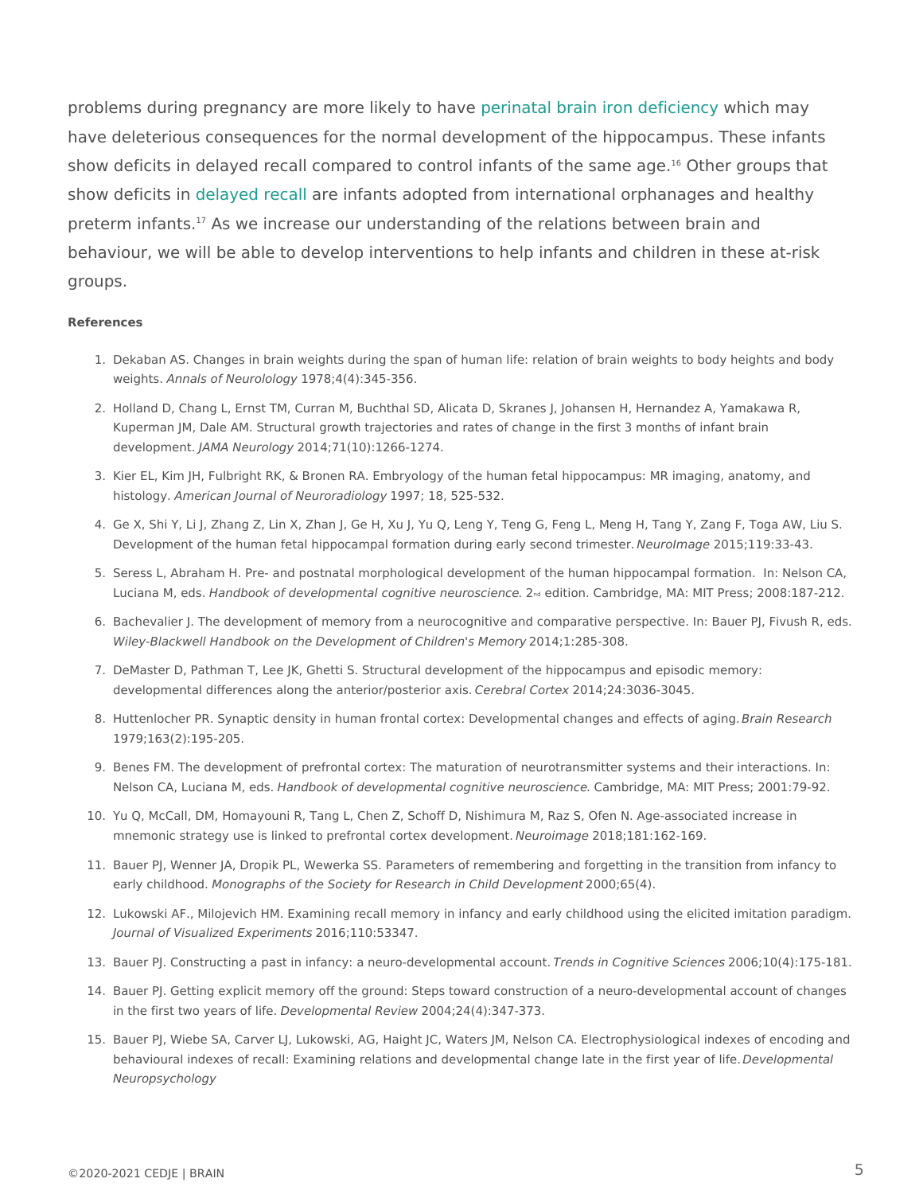problems during pregnancy are more likely to have perinatal brain iron deficiency which may have deleterious consequences for the normal development of the hippocampus. These infants show deficits in delayed recall compared to control infants of the same age.[16] Other groups that show deficits in delayed recall are infants adopted from international orphanages and healthy preterm infants.[17] As we increase our understanding of the relations between brain and behaviour, we will be able to develop interventions to help infants and children in these at-risk groups.

**References**

1. Dekaban AS. Changes in brain weights during the span of human life: relation of brain weights to body heights and body weights. *Annals of Neurolology* 1978;4(4):345-356.
2. Holland D, Chang L, Ernst TM, Curran M, Buchthal SD, Alicata D, Skranes J, Johansen H, Hernandez A, Yamakawa R, Kuperman JM, Dale AM. Structural growth trajectories and rates of change in the first 3 months of infant brain development. *JAMA Neurology* 2014;71(10):1266-1274.
3. Kier EL, Kim JH, Fulbright RK, & Bronen RA. Embryology of the human fetal hippocampus: MR imaging, anatomy, and histology. *American Journal of Neuroradiology* 1997; 18, 525-532.
4. Ge X, Shi Y, Li J, Zhang Z, Lin X, Zhan J, Ge H, Xu J, Yu Q, Leng Y, Teng G, Feng L, Meng H, Tang Y, Zang F, Toga AW, Liu S. Development of the human fetal hippocampal formation during early second trimester. *NeuroImage* 2015;119:33-43.
5. Seress L, Abraham H. Pre- and postnatal morphological development of the human hippocampal formation. In: Nelson CA, Luciana M, eds. *Handbook of developmental cognitive neuroscience*. 2nd edition. Cambridge, MA: MIT Press; 2008:187-212.
6. Bachevalier J. The development of memory from a neurocognitive and comparative perspective. In: Bauer PJ, Fivush R, eds. *Wiley-Blackwell Handbook on the Development of Children's Memory* 2014;1:285-308.
7. DeMaster D, Pathman T, Lee JK, Ghetti S. Structural development of the hippocampus and episodic memory: developmental differences along the anterior/posterior axis. *Cerebral Cortex* 2014;24:3036-3045.
8. Huttenlocher PR. Synaptic density in human frontal cortex: Developmental changes and effects of aging. *Brain Research* 1979;163(2):195-205.
9. Benes FM. The development of prefrontal cortex: The maturation of neurotransmitter systems and their interactions. In: Nelson CA, Luciana M, eds. *Handbook of developmental cognitive neuroscience*. Cambridge, MA: MIT Press; 2001:79-92.
10. Yu Q, McCall, DM, Homayouni R, Tang L, Chen Z, Schoff D, Nishimura M, Raz S, Ofen N. Age-associated increase in mnemonic strategy use is linked to prefrontal cortex development. *Neuroimage* 2018;181:162-169.
11. Bauer PJ, Wenner JA, Dropik PL, Wewerka SS. Parameters of remembering and forgetting in the transition from infancy to early childhood. *Monographs of the Society for Research in Child Development* 2000;65(4).
12. Lukowski AF., Milojevich HM. Examining recall memory in infancy and early childhood using the elicited imitation paradigm. *Journal of Visualized Experiments* 2016;110:53347.
13. Bauer PJ. Constructing a past in infancy: a neuro-developmental account. *Trends in Cognitive Sciences* 2006;10(4):175-181.
14. Bauer PJ. Getting explicit memory off the ground: Steps toward construction of a neuro-developmental account of changes in the first two years of life. *Developmental Review* 2004;24(4):347-373.
15. Bauer PJ, Wiebe SA, Carver LJ, Lukowski, AG, Haight JC, Waters JM, Nelson CA. Electrophysiological indexes of encoding and behavioural indexes of recall: Examining relations and developmental change late in the first year of life. *Developmental Neuropsychology*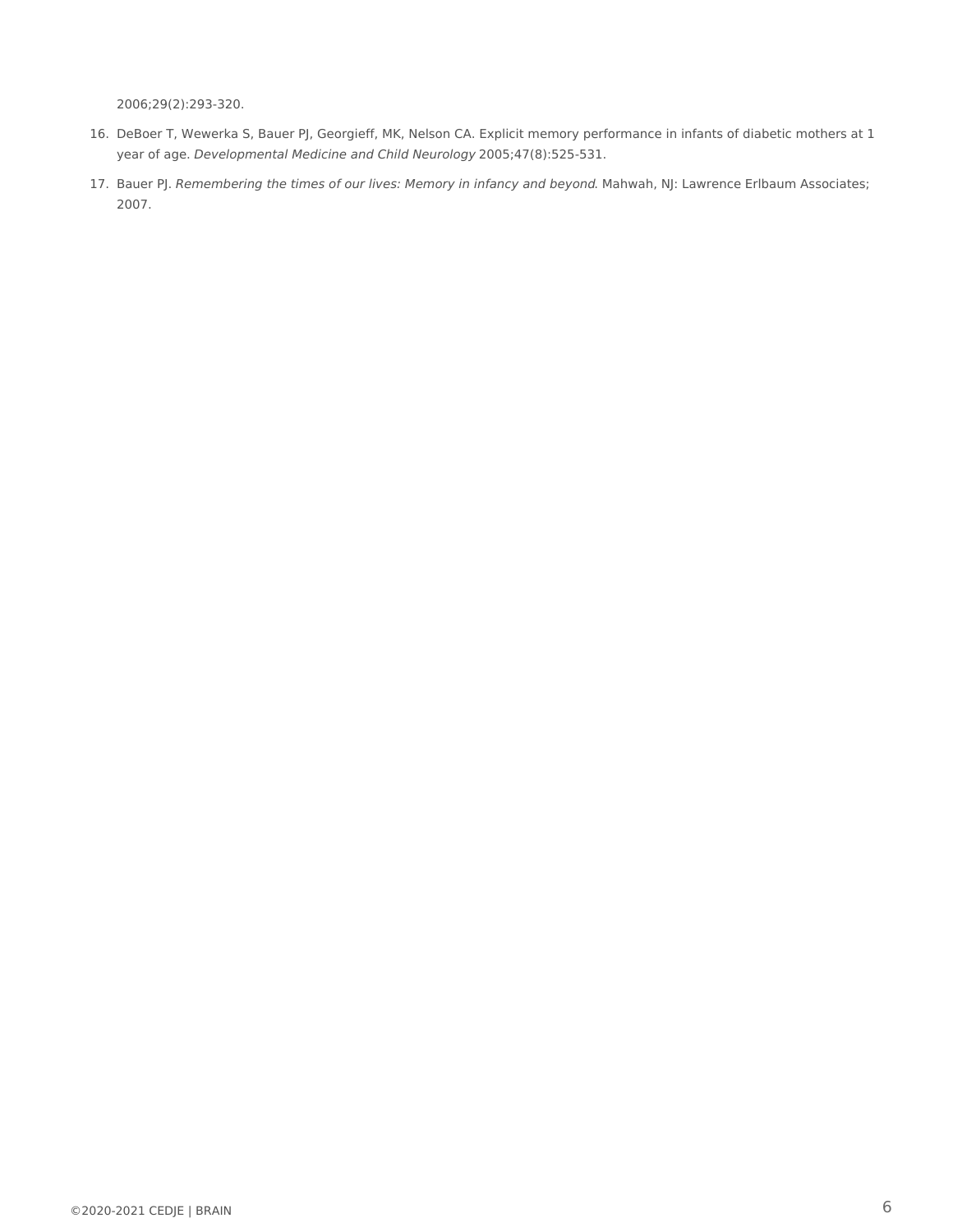2006;29(2):293-320.

16. DeBoer T, Wewerka S, Bauer PJ, Georgieff, MK, Nelson CA. Explicit memory performance in infants of diabetic mothers at 1 year of age. *Developmental Medicine and Child Neurology* 2005;47(8):525-531.
17. Bauer PJ. *Remembering the times of our lives: Memory in infancy and beyond*. Mahwah, NJ: Lawrence Erlbaum Associates; 2007.